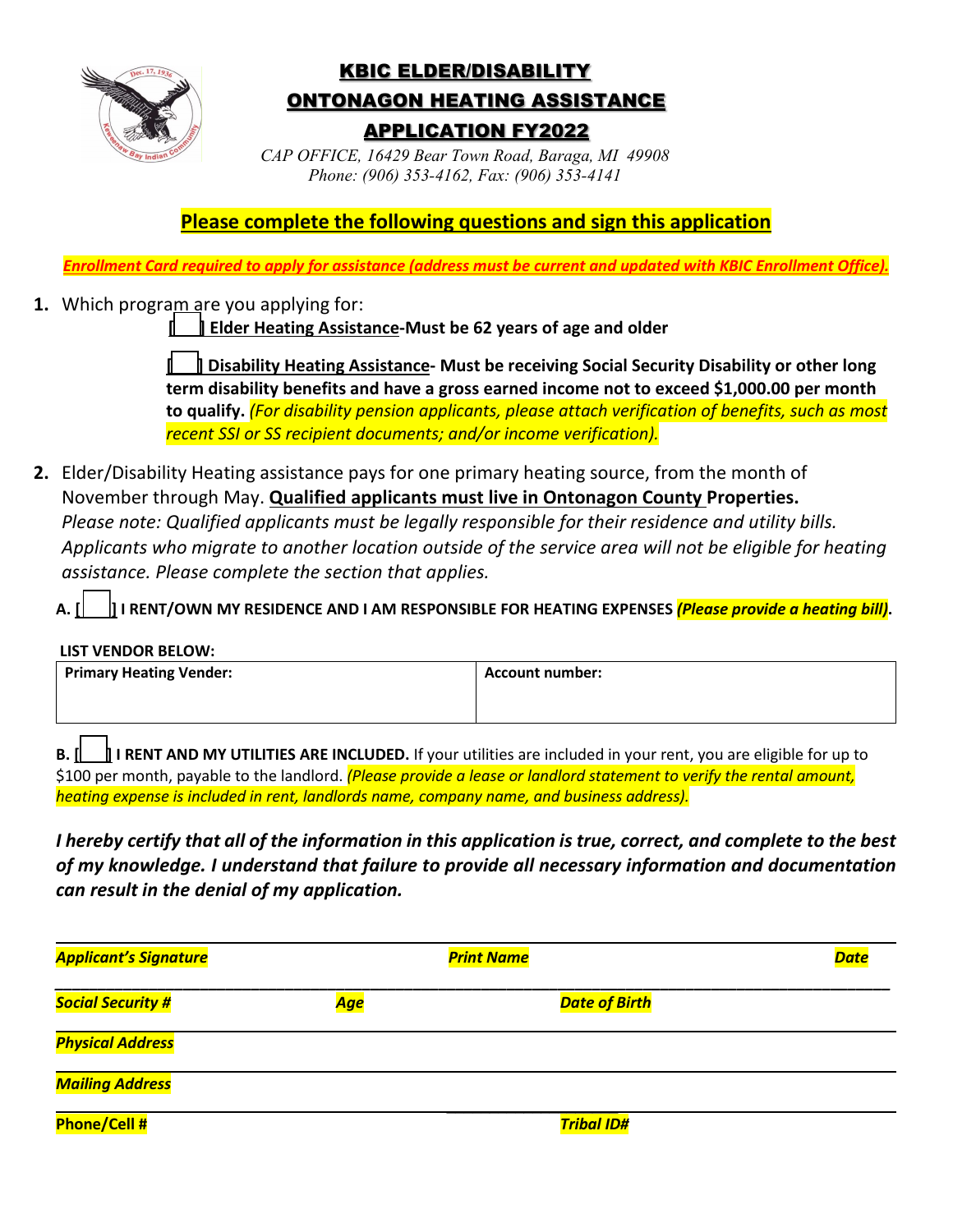# KBIC ELDER/DISABILITY

# ONTONAGON HEATING ASSISTANCE

# APPLICATION FY2022

*CAP OFFICE, 16429 Bear Town Road, Baraga, MI 49908*
*Phone: (906) 353-4162, Fax: (906) 353-4141*

**Please complete the following questions and sign this application**

***Enrollment Card required to apply for assistance (address must be current and updated with KBIC Enrollment Office).***

1. Which program are you applying for:

   **[ ] Elder Heating Assistance-Must be 62 years of age and older**

   **[ ] Disability Heating Assistance- Must be receiving Social Security Disability or other long term disability benefits and have a gross earned income not to exceed $1,000.00 per month to qualify.** *(For disability pension applicants, please attach verification of benefits, such as most recent SSI or SS recipient documents; and/or income verification).*

2. Elder/Disability Heating assistance pays for one primary heating source, from the month of November through May. **Qualified applicants must live in Ontonagon County Properties.** *Please note: Qualified applicants must be legally responsible for their residence and utility bills. Applicants who migrate to another location outside of the service area will not be eligible for heating assistance. Please complete the section that applies.*

**A. [ ] I RENT/OWN MY RESIDENCE AND I AM RESPONSIBLE FOR HEATING EXPENSES** ***(Please provide a heating bill).***

**LIST VENDOR BELOW:**

| Primary Heating Vender: | Account number: |
|---|---|
| | |

**B. [ ] I RENT AND MY UTILITIES ARE INCLUDED.** If your utilities are included in your rent, you are eligible for up to $100 per month, payable to the landlord. *(Please provide a lease or landlord statement to verify the rental amount, heating expense is included in rent, landlords name, company name, and business address).*

***I hereby certify that all of the information in this application is true, correct, and complete to the best of my knowledge. I understand that failure to provide all necessary information and documentation can result in the denial of my application.***

______________________________________________________________________

***Applicant's Signature*** ***Print Name*** ***Date***

______________________________________________________________________

***Social Security #*** ***Age*** ***Date of Birth***

______________________________________________________________________

***Physical Address***

______________________________________________________________________

***Mailing Address***

______________________________________________________________________

**Phone/Cell #** ***Tribal ID#***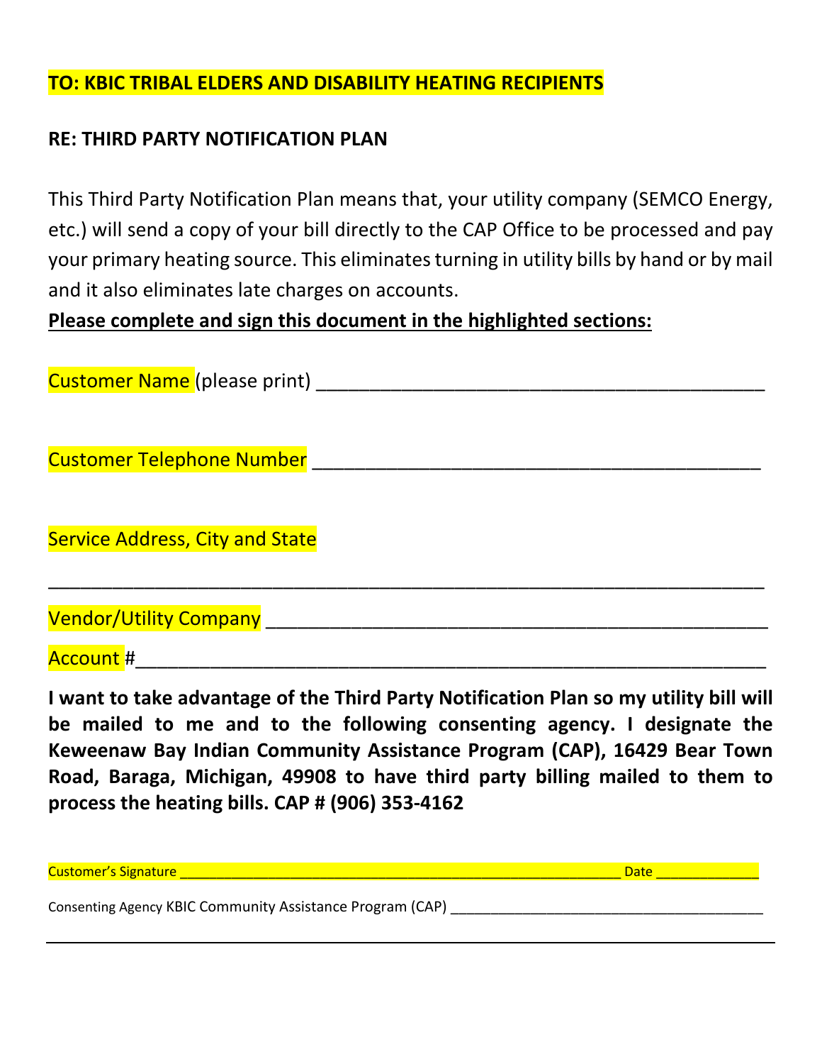**TO: KBIC TRIBAL ELDERS AND DISABILITY HEATING RECIPIENTS**

**RE: THIRD PARTY NOTIFICATION PLAN**

This Third Party Notification Plan means that, your utility company (SEMCO Energy, etc.) will send a copy of your bill directly to the CAP Office to be processed and pay your primary heating source. This eliminates turning in utility bills by hand or by mail and it also eliminates late charges on accounts.

**Please complete and sign this document in the highlighted sections:**

Customer Name (please print) ___________________________________________

Customer Telephone Number ___________________________________________

Service Address, City and State

_____________________________________________________________________

Vendor/Utility Company ________________________________________________

Account #_____________________________________________________________

**I want to take advantage of the Third Party Notification Plan so my utility bill will be mailed to me and to the following consenting agency. I designate the Keweenaw Bay Indian Community Assistance Program (CAP), 16429 Bear Town Road, Baraga, Michigan, 49908 to have third party billing mailed to them to process the heating bills. CAP # (906) 353-4162**

Customer's Signature ___________________________________________________ Date _____________

Consenting Agency KBIC Community Assistance Program (CAP) _______________________________________